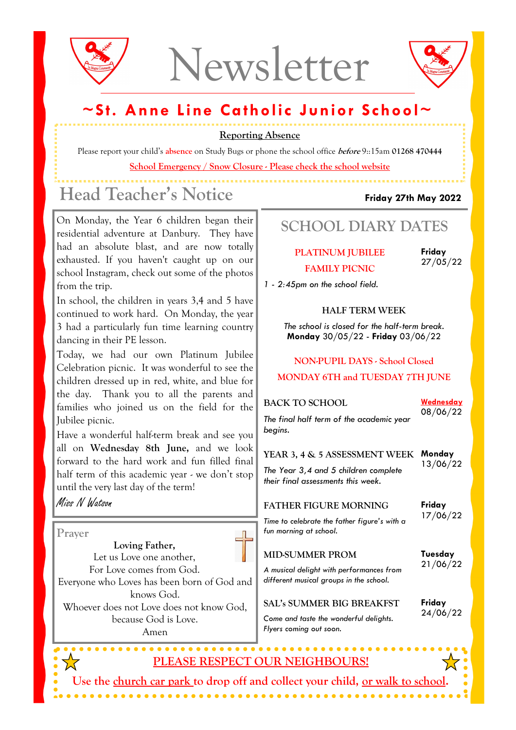# Newsletter

## ~St. Anne Line Catholic Junior School~

**Reporting Absence**

Please report your child's absence on Study Bugs or phone the school office *before* 9::15am **01268 470444**

School Emergency / Snow Closure - Please check the school website

## Head Teacher's Notice

**Friday 27th May 2022**

On Monday, the Year 6 children began their residential adventure at Danbury. They have had an absolute blast, and are now totally exhausted. If you haven't caught up on our school Instagram, check out some of the photos from the trip.

In school, the children in years 3,4 and 5 have continued to work hard. On Monday, the year 3 had a particularly fun time learning country dancing in their PE lesson.

Today, we had our own Platinum Jubilee Celebration picnic. It was wonderful to see the children dressed up in red, white, and blue for the day. Thank you to all the parents and families who joined us on the field for the Jubilee picnic.

Have a wonderful half-term break and see you all on **Wednesday 8th June,** and we look forward to the hard work and fun filled final half term of this academic year - we don't stop until the very last day of the term!

*Miss N Watson*

### Prayer

**Loving Father,**
Let us Love one another,
For Love comes from God.
Everyone who Loves has been born of God and knows God.
Whoever does not Love does not know God,
because God is Love.
Amen

## SCHOOL DIARY DATES

**PLATINUM JUBILEE FAMILY PICNIC** — **Friday** 27/05/22
*1 - 2:45pm on the school field.*

**HALF TERM WEEK**
*The school is closed for the half-term break.*
**Monday** 30/05/22 - **Friday** 03/06/22

**NON-PUPIL DAYS - School Closed**
**MONDAY 6TH and TUESDAY 7TH JUNE**

**BACK TO SCHOOL** — **Wednesday** 08/06/22
*The final half term of the academic year begins.*

**YEAR 3, 4 & 5 ASSESSMENT WEEK** — **Monday** 13/06/22
*The Year 3,4 and 5 children complete their final assessments this week.*

**FATHER FIGURE MORNING** — **Friday** 17/06/22
*Time to celebrate the father figure's with a fun morning at school.*

**MID-SUMMER PROM** — **Tuesday** 21/06/22
*A musical delight with performances from different musical groups in the school.*

**SAL's SUMMER BIG BREAKFST** — **Friday** 24/06/22
*Come and taste the wonderful delights. Flyers coming out soon.*

**PLEASE RESPECT OUR NEIGHBOURS!**

Use the church car park to drop off and collect your child, or walk to school.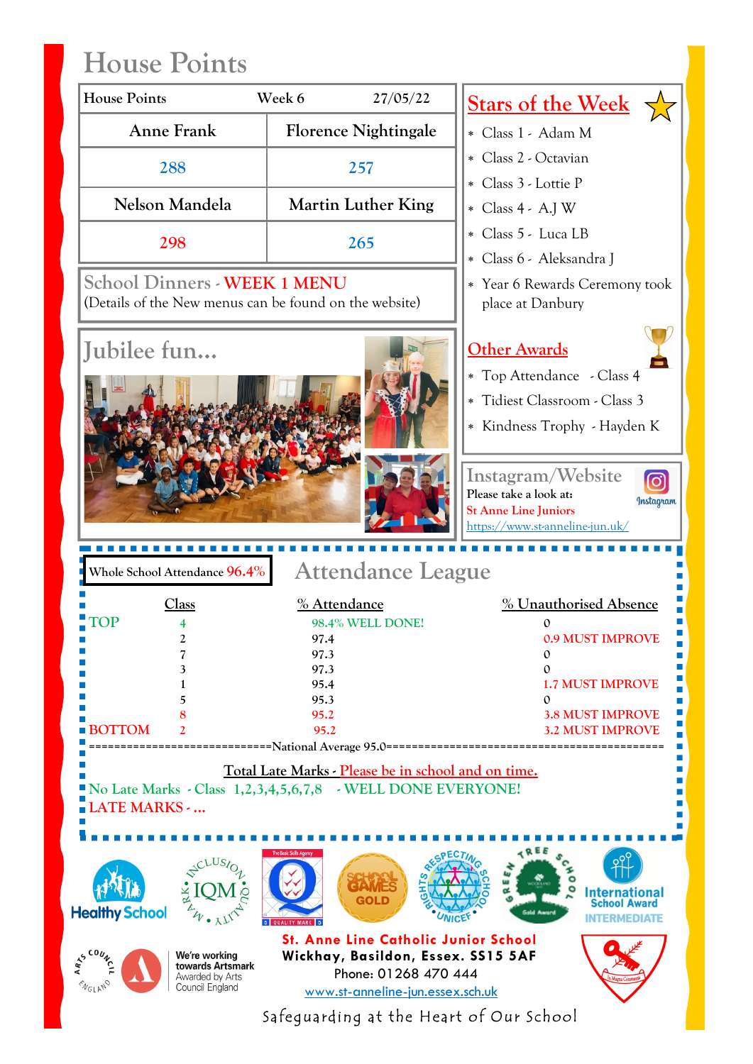# House Points

| House Points | Week 6 | 27/05/22 |
|---|---|---|
| Anne Frank | Florence Nightingale | |
| 288 | 257 | |
| Nelson Mandela | Martin Luther King | |
| 298 | 265 | |

## Stars of the Week

- Class 1 - Adam M
- Class 2 - Octavian
- Class 3 - Lottie P
- Class 4 - A.J W
- Class 5 - Luca LB
- Class 6 - Aleksandra J
- Year 6 Rewards Ceremony took place at Danbury

## School Dinners - WEEK 1 MENU

(Details of the New menus can be found on the website)

## Jubilee fun...

## Other Awards

- Top Attendance - Class 4
- Tidiest Classroom - Class 3
- Kindness Trophy - Hayden K

## Instagram/Website

Please take a look at:

St Anne Line Juniors

https://www.st-anneline-jun.uk/

Whole School Attendance 96.4%

## Attendance League

| | Class | % Attendance | % Unauthorised Absence |
|---|---|---|---|
| TOP | 4 | 98.4% WELL DONE! | 0 |
| | 2 | 97.4 | 0.9 MUST IMPROVE |
| | 7 | 97.3 | 0 |
| | 3 | 97.3 | 0 |
| | 1 | 95.4 | 1.7 MUST IMPROVE |
| | 5 | 95.3 | 0 |
| | 8 | 95.2 | 3.8 MUST IMPROVE |
| BOTTOM | 2 | 95.2 | 3.2 MUST IMPROVE |

============================National Average 95.0============================

**Total Late Marks - Please be in school and on time.**

No Late Marks - Class 1,2,3,4,5,6,7,8 - WELL DONE EVERYONE!

LATE MARKS - ...

Healthy School

Inclusion Quality Mark

School Games Gold

Rights Respecting School UNICEF

Green Tree School Gold Award

International School Award Intermediate

Arts Council England — We're working towards Artsmark Awarded by Arts Council England

**St. Anne Line Catholic Junior School**
**Wickhay, Basildon, Essex. SS15 5AF**
Phone: 01268 470 444
www.st-anneline-jun.essex.sch.uk

Safeguarding at the Heart of Our School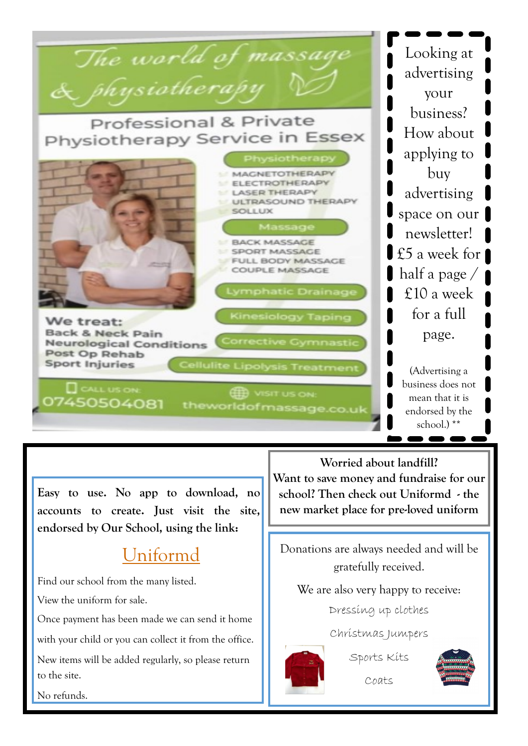# The world of massage & physiotherapy

## Professional & Private Physiotherapy Service in Essex

**Physiotherapy**

- MAGNETOTHERAPY
- ELECTROTHERAPY
- LASER THERAPY
- ULTRASOUND THERAPY
- SOLLUX

**Massage**

- BACK MASSAGE
- SPORT MASSAGE
- FULL BODY MASSAGE
- COUPLE MASSAGE

**Lymphatic Drainage**

**Kinesiology Taping**

**Corrective Gymnastic**

**Cellulite Lipolysis Treatment**

**We treat:**
Back & Neck Pain
Neurological Conditions
Post Op Rehab
Sport Injuries

CALL US ON: 07450504081

VISIT US ON: theworldofmassage.co.uk

---

Looking at advertising your business? How about applying to buy advertising space on our newsletter! £5 a week for half a page / £10 a week for a full page.

(Advertising a business does not mean that it is endorsed by the school.) **

---

**Worried about landfill? Want to save money and fundraise for our school? Then check out Uniformd - the new market place for pre-loved uniform**

**Easy to use. No app to download, no accounts to create. Just visit the site, endorsed by Our School, using the link:**

## Uniformd

Find our school from the many listed.

View the uniform for sale.

Once payment has been made we can send it home with your child or you can collect it from the office.

New items will be added regularly, so please return to the site.

No refunds.

---

Donations are always needed and will be gratefully received.

We are also very happy to receive:

Dressing up clothes

Christmas Jumpers

Sports Kits

Coats